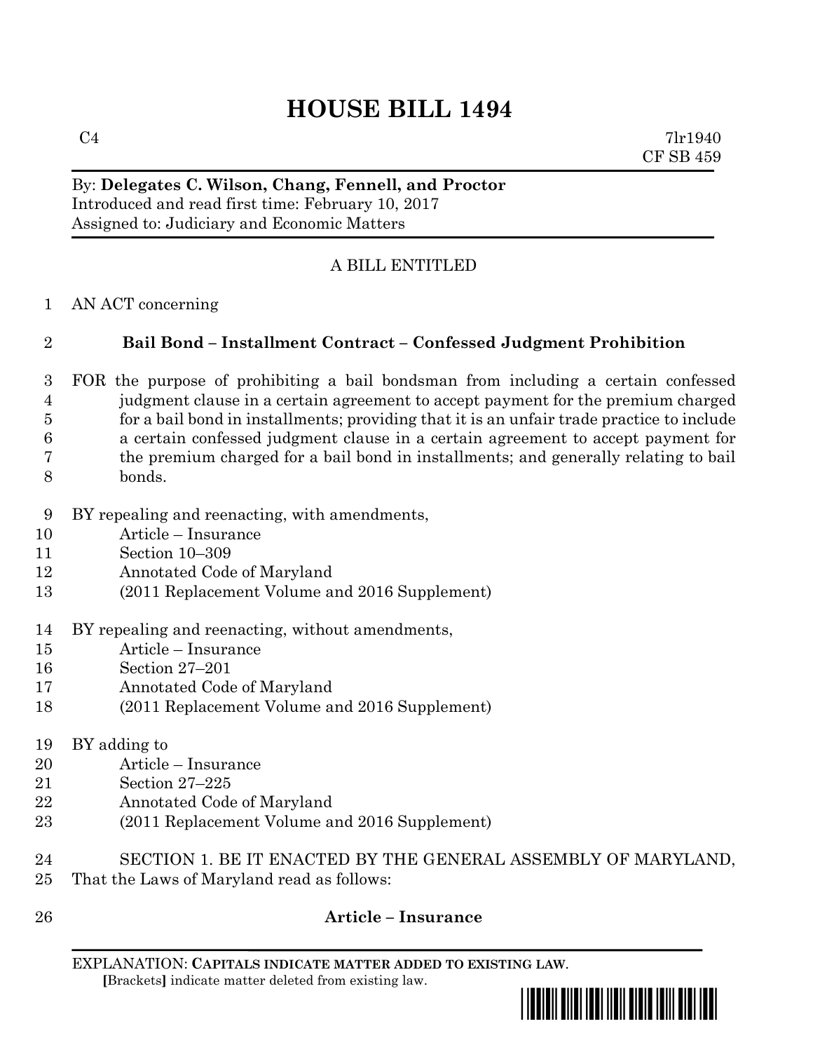# HOUSE BILL 1494

C4 7lr1940
CF SB 459

By: **Delegates C. Wilson, Chang, Fennell, and Proctor**
Introduced and read first time: February 10, 2017
Assigned to: Judiciary and Economic Matters

A BILL ENTITLED

1 AN ACT concerning

2 **Bail Bond – Installment Contract – Confessed Judgment Prohibition**

3 FOR the purpose of prohibiting a bail bondsman from including a certain confessed
4 judgment clause in a certain agreement to accept payment for the premium charged
5 for a bail bond in installments; providing that it is an unfair trade practice to include
6 a certain confessed judgment clause in a certain agreement to accept payment for
7 the premium charged for a bail bond in installments; and generally relating to bail
8 bonds.

9 BY repealing and reenacting, with amendments,
10 Article – Insurance
11 Section 10–309
12 Annotated Code of Maryland
13 (2011 Replacement Volume and 2016 Supplement)

14 BY repealing and reenacting, without amendments,
15 Article – Insurance
16 Section 27–201
17 Annotated Code of Maryland
18 (2011 Replacement Volume and 2016 Supplement)

19 BY adding to
20 Article – Insurance
21 Section 27–225
22 Annotated Code of Maryland
23 (2011 Replacement Volume and 2016 Supplement)

24 SECTION 1. BE IT ENACTED BY THE GENERAL ASSEMBLY OF MARYLAND,
25 That the Laws of Maryland read as follows:

26 **Article – Insurance**

EXPLANATION: **CAPITALS INDICATE MATTER ADDED TO EXISTING LAW**.
**[**Brackets**]** indicate matter deleted from existing law.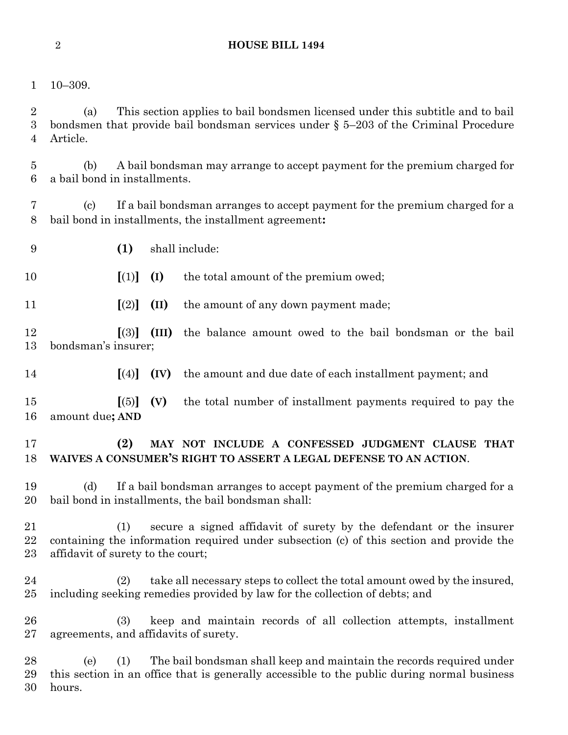10–309.

(a) This section applies to bail bondsmen licensed under this subtitle and to bail bondsmen that provide bail bondsman services under § 5–203 of the Criminal Procedure Article.

(b) A bail bondsman may arrange to accept payment for the premium charged for a bail bond in installments.

(c) If a bail bondsman arranges to accept payment for the premium charged for a bail bond in installments, the installment agreement**:**

**(1)** shall include:

**[**(1)**]** **(I)** the total amount of the premium owed;

**[**(2)**]** **(II)** the amount of any down payment made;

**[**(3)**]** **(III)** the balance amount owed to the bail bondsman or the bail bondsman's insurer;

**[**(4)**]** **(IV)** the amount and due date of each installment payment; and

**[**(5)**]** **(V)** the total number of installment payments required to pay the amount due**; AND**

**(2) MAY NOT INCLUDE A CONFESSED JUDGMENT CLAUSE THAT WAIVES A CONSUMER'S RIGHT TO ASSERT A LEGAL DEFENSE TO AN ACTION**.

(d) If a bail bondsman arranges to accept payment of the premium charged for a bail bond in installments, the bail bondsman shall:

(1) secure a signed affidavit of surety by the defendant or the insurer containing the information required under subsection (c) of this section and provide the affidavit of surety to the court;

(2) take all necessary steps to collect the total amount owed by the insured, including seeking remedies provided by law for the collection of debts; and

(3) keep and maintain records of all collection attempts, installment agreements, and affidavits of surety.

(e) (1) The bail bondsman shall keep and maintain the records required under this section in an office that is generally accessible to the public during normal business hours.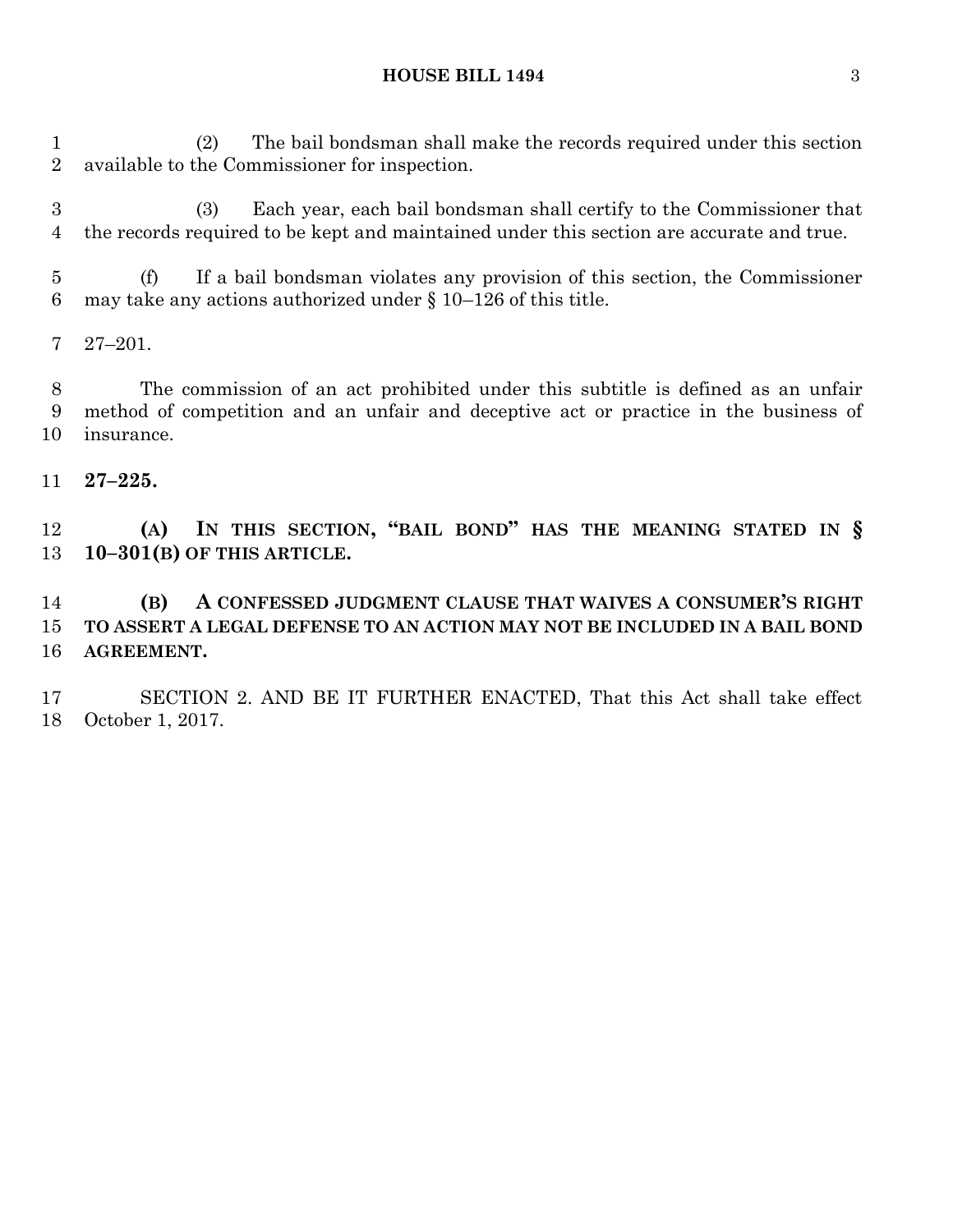(2) The bail bondsman shall make the records required under this section available to the Commissioner for inspection.

(3) Each year, each bail bondsman shall certify to the Commissioner that the records required to be kept and maintained under this section are accurate and true.

(f) If a bail bondsman violates any provision of this section, the Commissioner may take any actions authorized under § 10–126 of this title.

27–201.

The commission of an act prohibited under this subtitle is defined as an unfair method of competition and an unfair and deceptive act or practice in the business of insurance.

**27–225.**

**(A) IN THIS SECTION, "BAIL BOND" HAS THE MEANING STATED IN § 10–301(B) OF THIS ARTICLE.**

**(B) A CONFESSED JUDGMENT CLAUSE THAT WAIVES A CONSUMER'S RIGHT TO ASSERT A LEGAL DEFENSE TO AN ACTION MAY NOT BE INCLUDED IN A BAIL BOND AGREEMENT.**

SECTION 2. AND BE IT FURTHER ENACTED, That this Act shall take effect October 1, 2017.